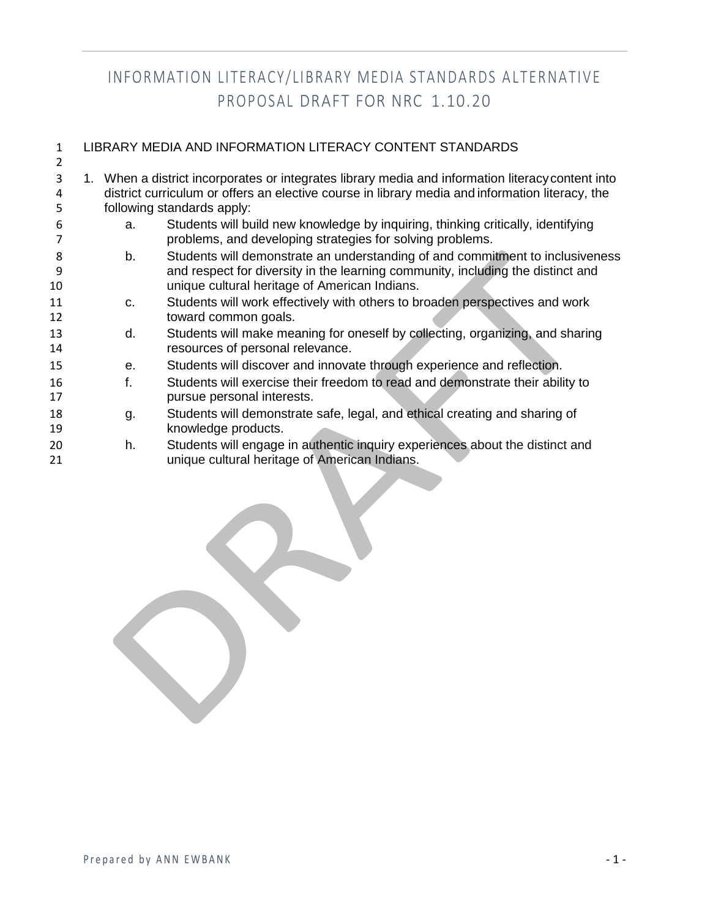# INFORMATION LITERACY/LIBRARY MEDIA STANDARDS ALTERNATIVE PROPOSAL DRAFT FOR NRC 1.10.20

## LIBRARY MEDIA AND INFORMATION LITERACY CONTENT STANDARDS

1. When a district incorporates or integrates library media and information literacy content into district curriculum or offers an elective course in library media and information literacy, the following standards apply:
   a. Students will build new knowledge by inquiring, thinking critically, identifying problems, and developing strategies for solving problems.
   b. Students will demonstrate an understanding of and commitment to inclusiveness and respect for diversity in the learning community, including the distinct and unique cultural heritage of American Indians.
   c. Students will work effectively with others to broaden perspectives and work toward common goals.
   d. Students will make meaning for oneself by collecting, organizing, and sharing resources of personal relevance.
   e. Students will discover and innovate through experience and reflection.
   f. Students will exercise their freedom to read and demonstrate their ability to pursue personal interests.
   g. Students will demonstrate safe, legal, and ethical creating and sharing of knowledge products.
   h. Students will engage in authentic inquiry experiences about the distinct and unique cultural heritage of American Indians.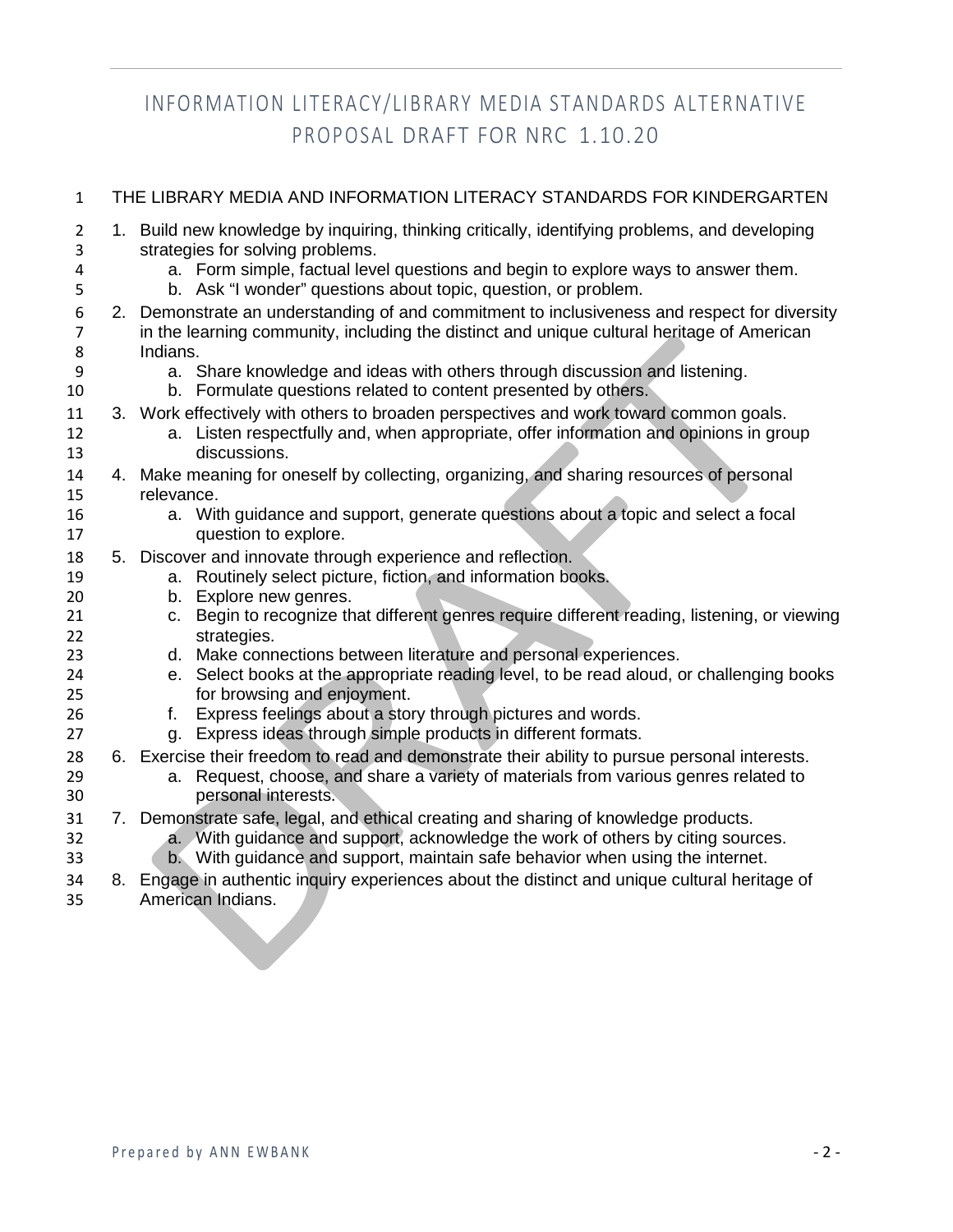# INFORMATION LITERACY/LIBRARY MEDIA STANDARDS ALTERNATIVE PROPOSAL DRAFT FOR NRC 1.10.20

## THE LIBRARY MEDIA AND INFORMATION LITERACY STANDARDS FOR KINDERGARTEN

1. Build new knowledge by inquiring, thinking critically, identifying problems, and developing strategies for solving problems.
   a. Form simple, factual level questions and begin to explore ways to answer them.
   b. Ask "I wonder" questions about topic, question, or problem.
2. Demonstrate an understanding of and commitment to inclusiveness and respect for diversity in the learning community, including the distinct and unique cultural heritage of American Indians.
   a. Share knowledge and ideas with others through discussion and listening.
   b. Formulate questions related to content presented by others.
3. Work effectively with others to broaden perspectives and work toward common goals.
   a. Listen respectfully and, when appropriate, offer information and opinions in group discussions.
4. Make meaning for oneself by collecting, organizing, and sharing resources of personal relevance.
   a. With guidance and support, generate questions about a topic and select a focal question to explore.
5. Discover and innovate through experience and reflection.
   a. Routinely select picture, fiction, and information books.
   b. Explore new genres.
   c. Begin to recognize that different genres require different reading, listening, or viewing strategies.
   d. Make connections between literature and personal experiences.
   e. Select books at the appropriate reading level, to be read aloud, or challenging books for browsing and enjoyment.
   f. Express feelings about a story through pictures and words.
   g. Express ideas through simple products in different formats.
6. Exercise their freedom to read and demonstrate their ability to pursue personal interests.
   a. Request, choose, and share a variety of materials from various genres related to personal interests.
7. Demonstrate safe, legal, and ethical creating and sharing of knowledge products.
   a. With guidance and support, acknowledge the work of others by citing sources.
   b. With guidance and support, maintain safe behavior when using the internet.
8. Engage in authentic inquiry experiences about the distinct and unique cultural heritage of American Indians.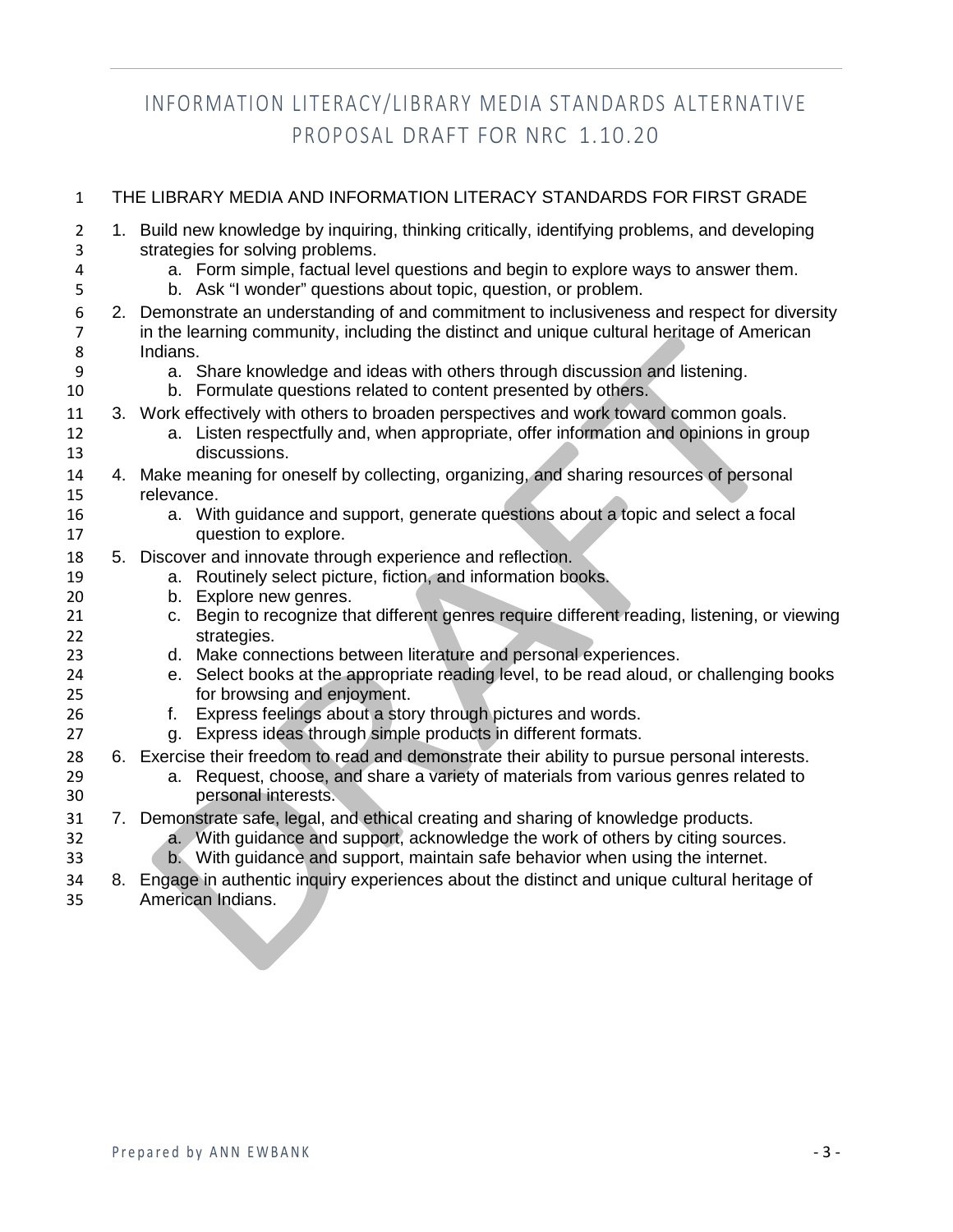# INFORMATION LITERACY/LIBRARY MEDIA STANDARDS ALTERNATIVE PROPOSAL DRAFT FOR NRC 1.10.20

## THE LIBRARY MEDIA AND INFORMATION LITERACY STANDARDS FOR FIRST GRADE

1. Build new knowledge by inquiring, thinking critically, identifying problems, and developing strategies for solving problems.
    a. Form simple, factual level questions and begin to explore ways to answer them.
    b. Ask “I wonder” questions about topic, question, or problem.
2. Demonstrate an understanding of and commitment to inclusiveness and respect for diversity in the learning community, including the distinct and unique cultural heritage of American Indians.
    a. Share knowledge and ideas with others through discussion and listening.
    b. Formulate questions related to content presented by others.
3. Work effectively with others to broaden perspectives and work toward common goals.
    a. Listen respectfully and, when appropriate, offer information and opinions in group discussions.
4. Make meaning for oneself by collecting, organizing, and sharing resources of personal relevance.
    a. With guidance and support, generate questions about a topic and select a focal question to explore.
5. Discover and innovate through experience and reflection.
    a. Routinely select picture, fiction, and information books.
    b. Explore new genres.
    c. Begin to recognize that different genres require different reading, listening, or viewing strategies.
    d. Make connections between literature and personal experiences.
    e. Select books at the appropriate reading level, to be read aloud, or challenging books for browsing and enjoyment.
    f. Express feelings about a story through pictures and words.
    g. Express ideas through simple products in different formats.
6. Exercise their freedom to read and demonstrate their ability to pursue personal interests.
    a. Request, choose, and share a variety of materials from various genres related to personal interests.
7. Demonstrate safe, legal, and ethical creating and sharing of knowledge products.
    a. With guidance and support, acknowledge the work of others by citing sources.
    b. With guidance and support, maintain safe behavior when using the internet.
8. Engage in authentic inquiry experiences about the distinct and unique cultural heritage of American Indians.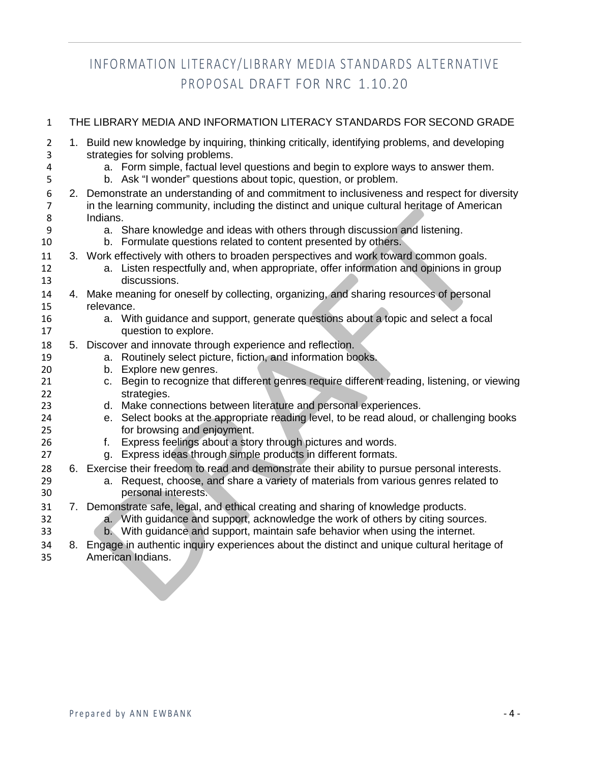# INFORMATION LITERACY/LIBRARY MEDIA STANDARDS ALTERNATIVE PROPOSAL DRAFT FOR NRC 1.10.20

## THE LIBRARY MEDIA AND INFORMATION LITERACY STANDARDS FOR SECOND GRADE

1. Build new knowledge by inquiring, thinking critically, identifying problems, and developing strategies for solving problems.
   a. Form simple, factual level questions and begin to explore ways to answer them.
   b. Ask "I wonder" questions about topic, question, or problem.
2. Demonstrate an understanding of and commitment to inclusiveness and respect for diversity in the learning community, including the distinct and unique cultural heritage of American Indians.
   a. Share knowledge and ideas with others through discussion and listening.
   b. Formulate questions related to content presented by others.
3. Work effectively with others to broaden perspectives and work toward common goals.
   a. Listen respectfully and, when appropriate, offer information and opinions in group discussions.
4. Make meaning for oneself by collecting, organizing, and sharing resources of personal relevance.
   a. With guidance and support, generate questions about a topic and select a focal question to explore.
5. Discover and innovate through experience and reflection.
   a. Routinely select picture, fiction, and information books.
   b. Explore new genres.
   c. Begin to recognize that different genres require different reading, listening, or viewing strategies.
   d. Make connections between literature and personal experiences.
   e. Select books at the appropriate reading level, to be read aloud, or challenging books for browsing and enjoyment.
   f. Express feelings about a story through pictures and words.
   g. Express ideas through simple products in different formats.
6. Exercise their freedom to read and demonstrate their ability to pursue personal interests.
   a. Request, choose, and share a variety of materials from various genres related to personal interests.
7. Demonstrate safe, legal, and ethical creating and sharing of knowledge products.
   a. With guidance and support, acknowledge the work of others by citing sources.
   b. With guidance and support, maintain safe behavior when using the internet.
8. Engage in authentic inquiry experiences about the distinct and unique cultural heritage of American Indians.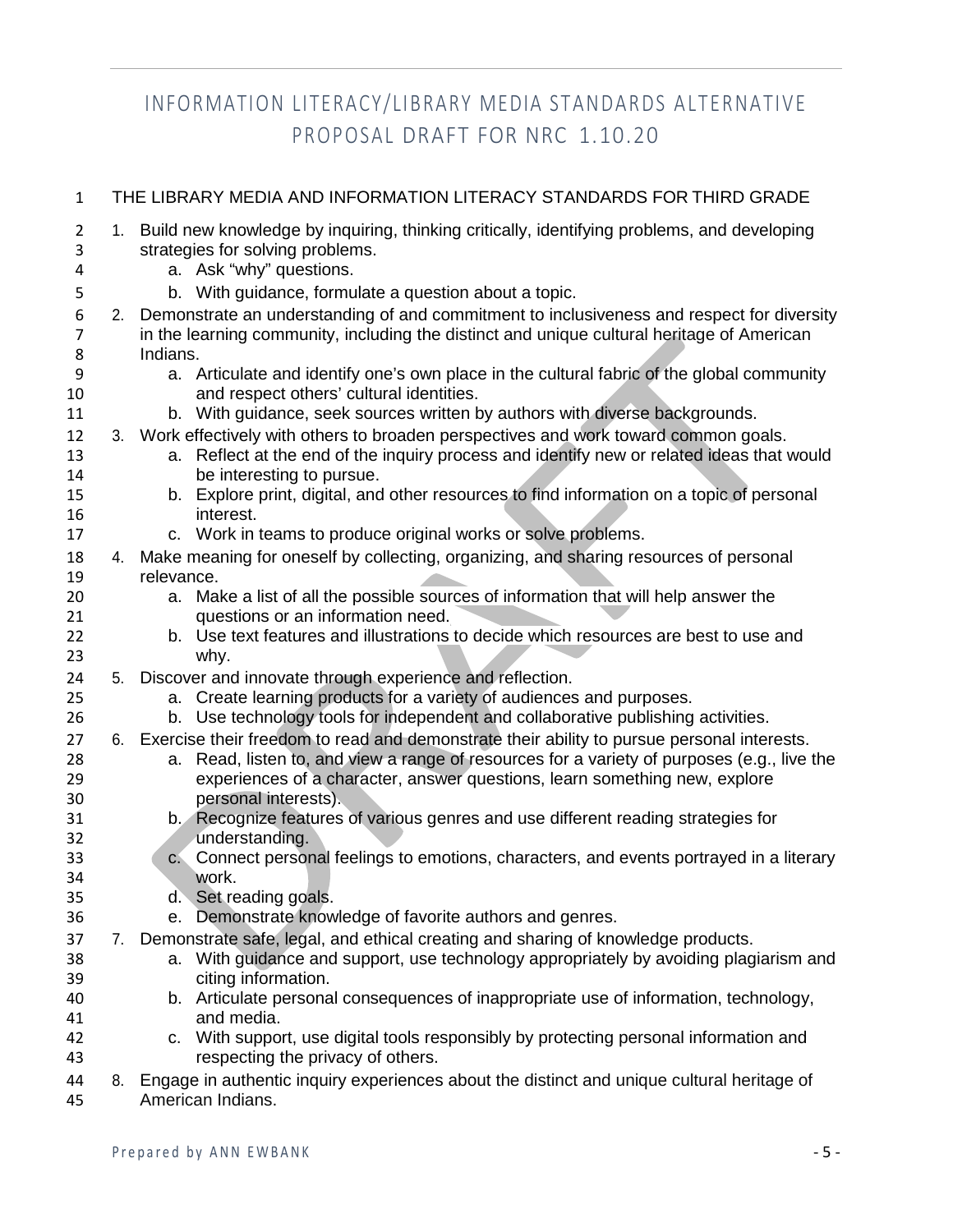# INFORMATION LITERACY/LIBRARY MEDIA STANDARDS ALTERNATIVE PROPOSAL DRAFT FOR NRC 1.10.20

THE LIBRARY MEDIA AND INFORMATION LITERACY STANDARDS FOR THIRD GRADE

1. Build new knowledge by inquiring, thinking critically, identifying problems, and developing strategies for solving problems.
    a. Ask "why" questions.
    b. With guidance, formulate a question about a topic.
2. Demonstrate an understanding of and commitment to inclusiveness and respect for diversity in the learning community, including the distinct and unique cultural heritage of American Indians.
    a. Articulate and identify one's own place in the cultural fabric of the global community and respect others' cultural identities.
    b. With guidance, seek sources written by authors with diverse backgrounds.
3. Work effectively with others to broaden perspectives and work toward common goals.
    a. Reflect at the end of the inquiry process and identify new or related ideas that would be interesting to pursue.
    b. Explore print, digital, and other resources to find information on a topic of personal interest.
    c. Work in teams to produce original works or solve problems.
4. Make meaning for oneself by collecting, organizing, and sharing resources of personal relevance.
    a. Make a list of all the possible sources of information that will help answer the questions or an information need.
    b. Use text features and illustrations to decide which resources are best to use and why.
5. Discover and innovate through experience and reflection.
    a. Create learning products for a variety of audiences and purposes.
    b. Use technology tools for independent and collaborative publishing activities.
6. Exercise their freedom to read and demonstrate their ability to pursue personal interests.
    a. Read, listen to, and view a range of resources for a variety of purposes (e.g., live the experiences of a character, answer questions, learn something new, explore personal interests).
    b. Recognize features of various genres and use different reading strategies for understanding.
    c. Connect personal feelings to emotions, characters, and events portrayed in a literary work.
    d. Set reading goals.
    e. Demonstrate knowledge of favorite authors and genres.
7. Demonstrate safe, legal, and ethical creating and sharing of knowledge products.
    a. With guidance and support, use technology appropriately by avoiding plagiarism and citing information.
    b. Articulate personal consequences of inappropriate use of information, technology, and media.
    c. With support, use digital tools responsibly by protecting personal information and respecting the privacy of others.
8. Engage in authentic inquiry experiences about the distinct and unique cultural heritage of American Indians.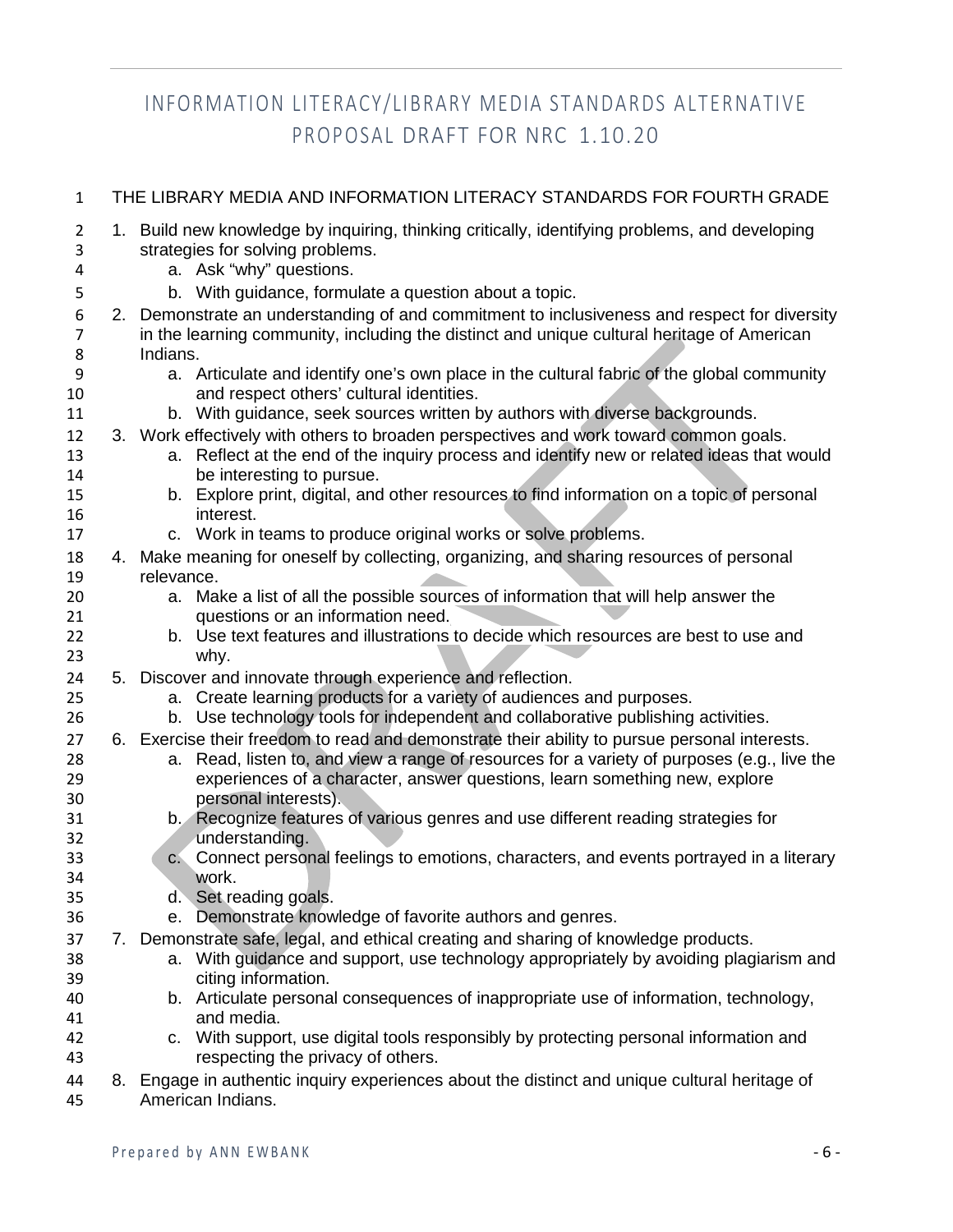# INFORMATION LITERACY/LIBRARY MEDIA STANDARDS ALTERNATIVE PROPOSAL DRAFT FOR NRC 1.10.20

THE LIBRARY MEDIA AND INFORMATION LITERACY STANDARDS FOR FOURTH GRADE

1. Build new knowledge by inquiring, thinking critically, identifying problems, and developing strategies for solving problems.
   a. Ask "why" questions.
   b. With guidance, formulate a question about a topic.
2. Demonstrate an understanding of and commitment to inclusiveness and respect for diversity in the learning community, including the distinct and unique cultural heritage of American Indians.
   a. Articulate and identify one's own place in the cultural fabric of the global community and respect others' cultural identities.
   b. With guidance, seek sources written by authors with diverse backgrounds.
3. Work effectively with others to broaden perspectives and work toward common goals.
   a. Reflect at the end of the inquiry process and identify new or related ideas that would be interesting to pursue.
   b. Explore print, digital, and other resources to find information on a topic of personal interest.
   c. Work in teams to produce original works or solve problems.
4. Make meaning for oneself by collecting, organizing, and sharing resources of personal relevance.
   a. Make a list of all the possible sources of information that will help answer the questions or an information need.
   b. Use text features and illustrations to decide which resources are best to use and why.
5. Discover and innovate through experience and reflection.
   a. Create learning products for a variety of audiences and purposes.
   b. Use technology tools for independent and collaborative publishing activities.
6. Exercise their freedom to read and demonstrate their ability to pursue personal interests.
   a. Read, listen to, and view a range of resources for a variety of purposes (e.g., live the experiences of a character, answer questions, learn something new, explore personal interests).
   b. Recognize features of various genres and use different reading strategies for understanding.
   c. Connect personal feelings to emotions, characters, and events portrayed in a literary work.
   d. Set reading goals.
   e. Demonstrate knowledge of favorite authors and genres.
7. Demonstrate safe, legal, and ethical creating and sharing of knowledge products.
   a. With guidance and support, use technology appropriately by avoiding plagiarism and citing information.
   b. Articulate personal consequences of inappropriate use of information, technology, and media.
   c. With support, use digital tools responsibly by protecting personal information and respecting the privacy of others.
8. Engage in authentic inquiry experiences about the distinct and unique cultural heritage of American Indians.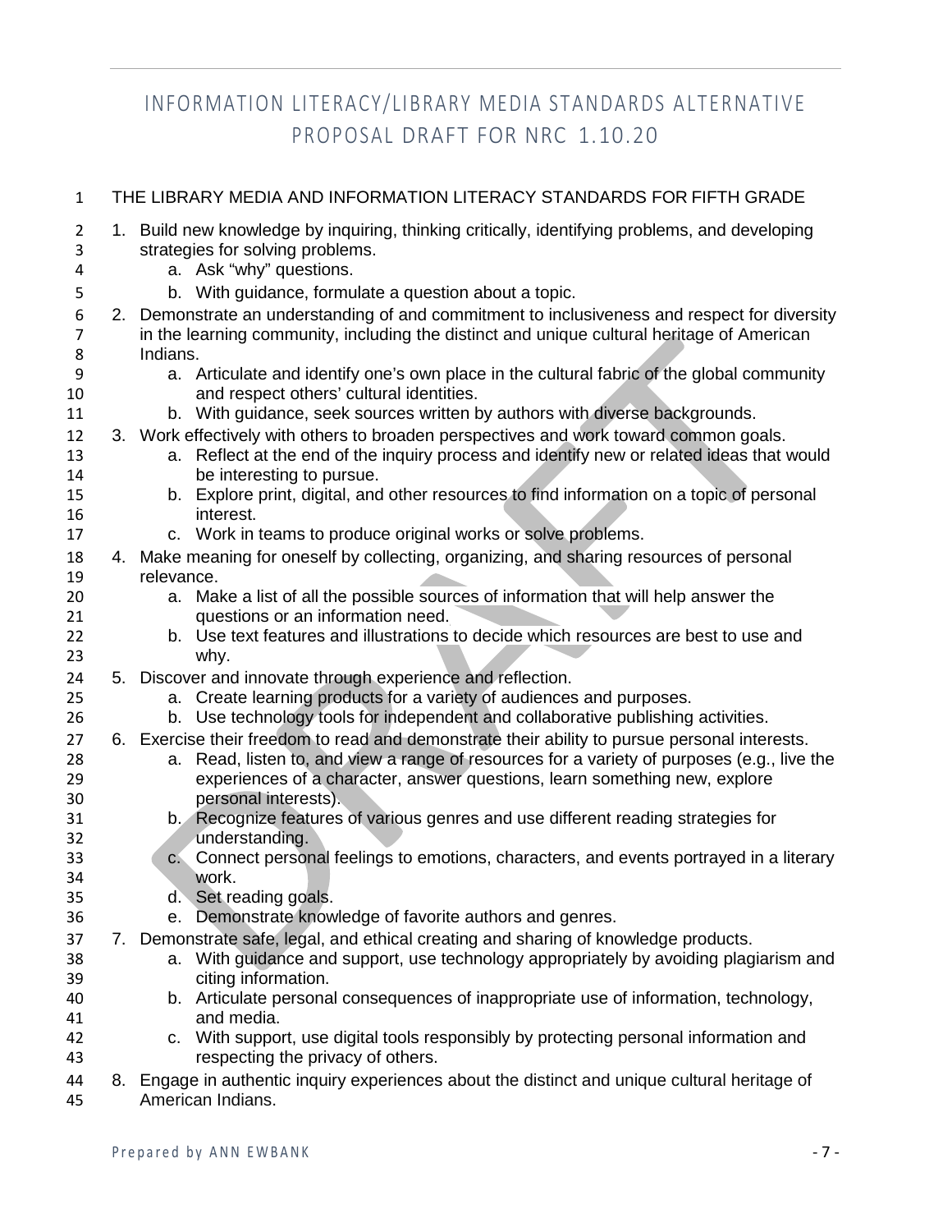# INFORMATION LITERACY/LIBRARY MEDIA STANDARDS ALTERNATIVE PROPOSAL DRAFT FOR NRC 1.10.20

THE LIBRARY MEDIA AND INFORMATION LITERACY STANDARDS FOR FIFTH GRADE

1. Build new knowledge by inquiring, thinking critically, identifying problems, and developing strategies for solving problems.
    a. Ask "why" questions.
    b. With guidance, formulate a question about a topic.
2. Demonstrate an understanding of and commitment to inclusiveness and respect for diversity in the learning community, including the distinct and unique cultural heritage of American Indians.
    a. Articulate and identify one's own place in the cultural fabric of the global community and respect others' cultural identities.
    b. With guidance, seek sources written by authors with diverse backgrounds.
3. Work effectively with others to broaden perspectives and work toward common goals.
    a. Reflect at the end of the inquiry process and identify new or related ideas that would be interesting to pursue.
    b. Explore print, digital, and other resources to find information on a topic of personal interest.
    c. Work in teams to produce original works or solve problems.
4. Make meaning for oneself by collecting, organizing, and sharing resources of personal relevance.
    a. Make a list of all the possible sources of information that will help answer the questions or an information need.
    b. Use text features and illustrations to decide which resources are best to use and why.
5. Discover and innovate through experience and reflection.
    a. Create learning products for a variety of audiences and purposes.
    b. Use technology tools for independent and collaborative publishing activities.
6. Exercise their freedom to read and demonstrate their ability to pursue personal interests.
    a. Read, listen to, and view a range of resources for a variety of purposes (e.g., live the experiences of a character, answer questions, learn something new, explore personal interests).
    b. Recognize features of various genres and use different reading strategies for understanding.
    c. Connect personal feelings to emotions, characters, and events portrayed in a literary work.
    d. Set reading goals.
    e. Demonstrate knowledge of favorite authors and genres.
7. Demonstrate safe, legal, and ethical creating and sharing of knowledge products.
    a. With guidance and support, use technology appropriately by avoiding plagiarism and citing information.
    b. Articulate personal consequences of inappropriate use of information, technology, and media.
    c. With support, use digital tools responsibly by protecting personal information and respecting the privacy of others.
8. Engage in authentic inquiry experiences about the distinct and unique cultural heritage of American Indians.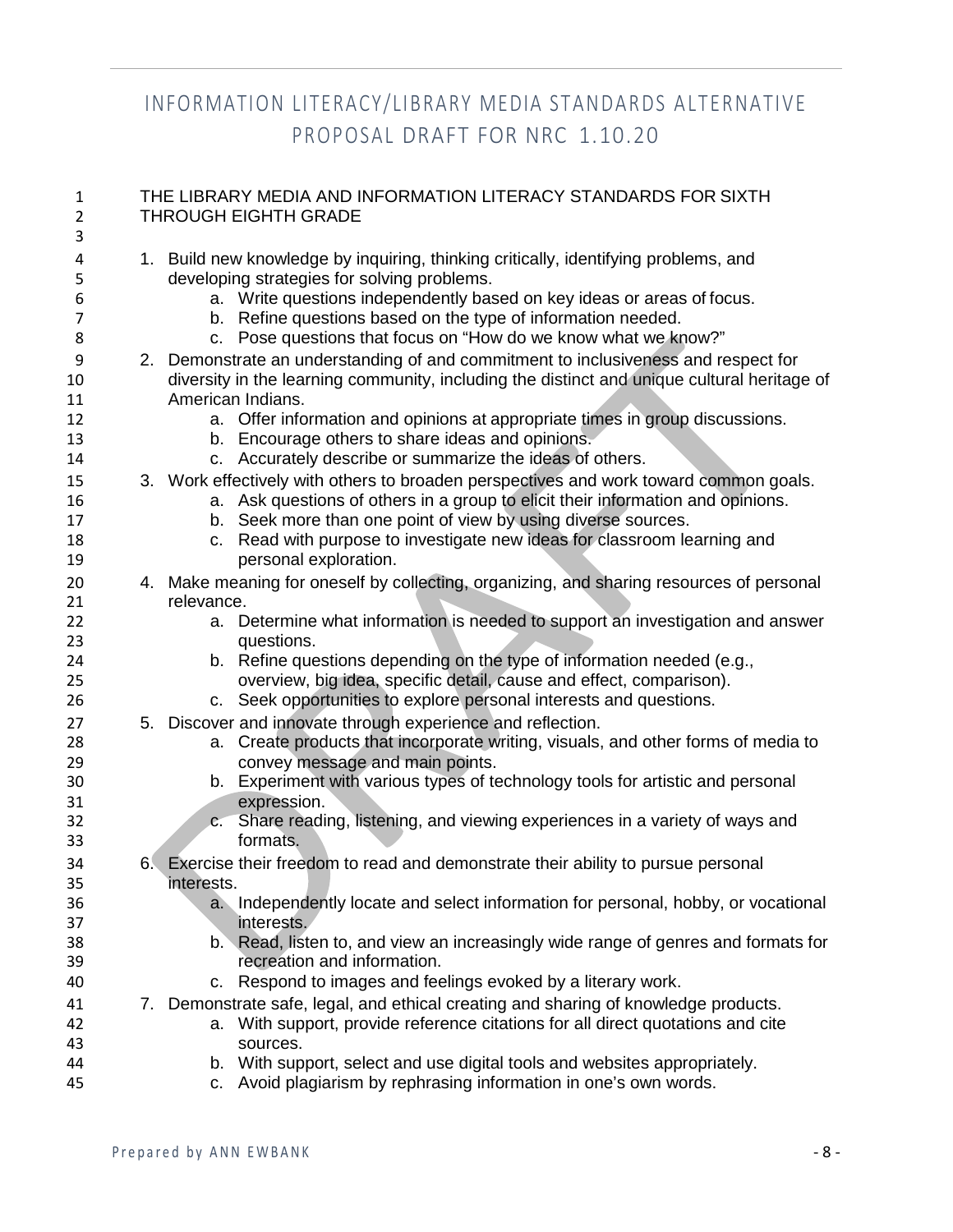# INFORMATION LITERACY/LIBRARY MEDIA STANDARDS ALTERNATIVE PROPOSAL DRAFT FOR NRC 1.10.20

## THE LIBRARY MEDIA AND INFORMATION LITERACY STANDARDS FOR SIXTH THROUGH EIGHTH GRADE

1. Build new knowledge by inquiring, thinking critically, identifying problems, and developing strategies for solving problems.
    a. Write questions independently based on key ideas or areas of focus.
    b. Refine questions based on the type of information needed.
    c. Pose questions that focus on "How do we know what we know?"
2. Demonstrate an understanding of and commitment to inclusiveness and respect for diversity in the learning community, including the distinct and unique cultural heritage of American Indians.
    a. Offer information and opinions at appropriate times in group discussions.
    b. Encourage others to share ideas and opinions.
    c. Accurately describe or summarize the ideas of others.
3. Work effectively with others to broaden perspectives and work toward common goals.
    a. Ask questions of others in a group to elicit their information and opinions.
    b. Seek more than one point of view by using diverse sources.
    c. Read with purpose to investigate new ideas for classroom learning and personal exploration.
4. Make meaning for oneself by collecting, organizing, and sharing resources of personal relevance.
    a. Determine what information is needed to support an investigation and answer questions.
    b. Refine questions depending on the type of information needed (e.g., overview, big idea, specific detail, cause and effect, comparison).
    c. Seek opportunities to explore personal interests and questions.
5. Discover and innovate through experience and reflection.
    a. Create products that incorporate writing, visuals, and other forms of media to convey message and main points.
    b. Experiment with various types of technology tools for artistic and personal expression.
    c. Share reading, listening, and viewing experiences in a variety of ways and formats.
6. Exercise their freedom to read and demonstrate their ability to pursue personal interests.
    a. Independently locate and select information for personal, hobby, or vocational interests.
    b. Read, listen to, and view an increasingly wide range of genres and formats for recreation and information.
    c. Respond to images and feelings evoked by a literary work.
7. Demonstrate safe, legal, and ethical creating and sharing of knowledge products.
    a. With support, provide reference citations for all direct quotations and cite sources.
    b. With support, select and use digital tools and websites appropriately.
    c. Avoid plagiarism by rephrasing information in one's own words.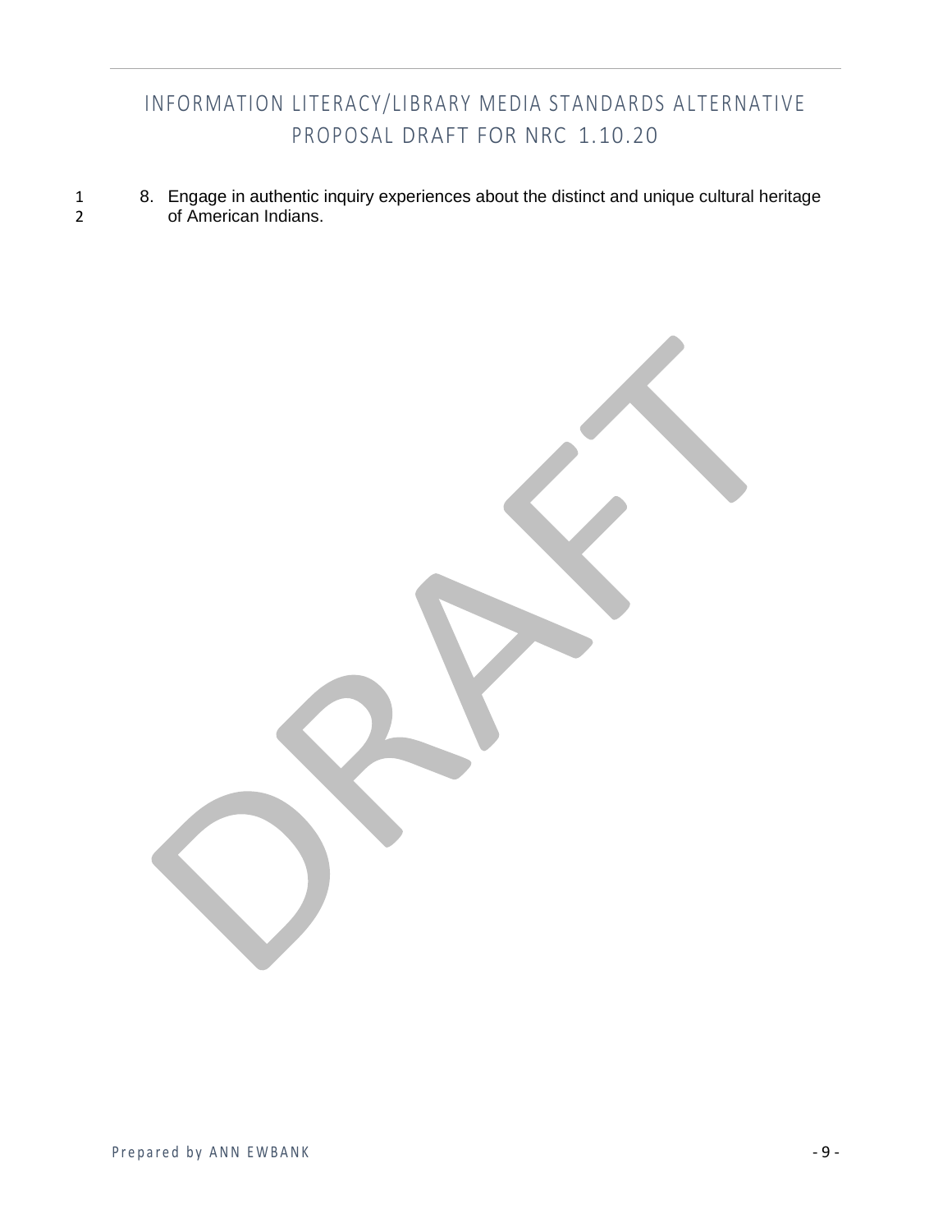8. Engage in authentic inquiry experiences about the distinct and unique cultural heritage of American Indians.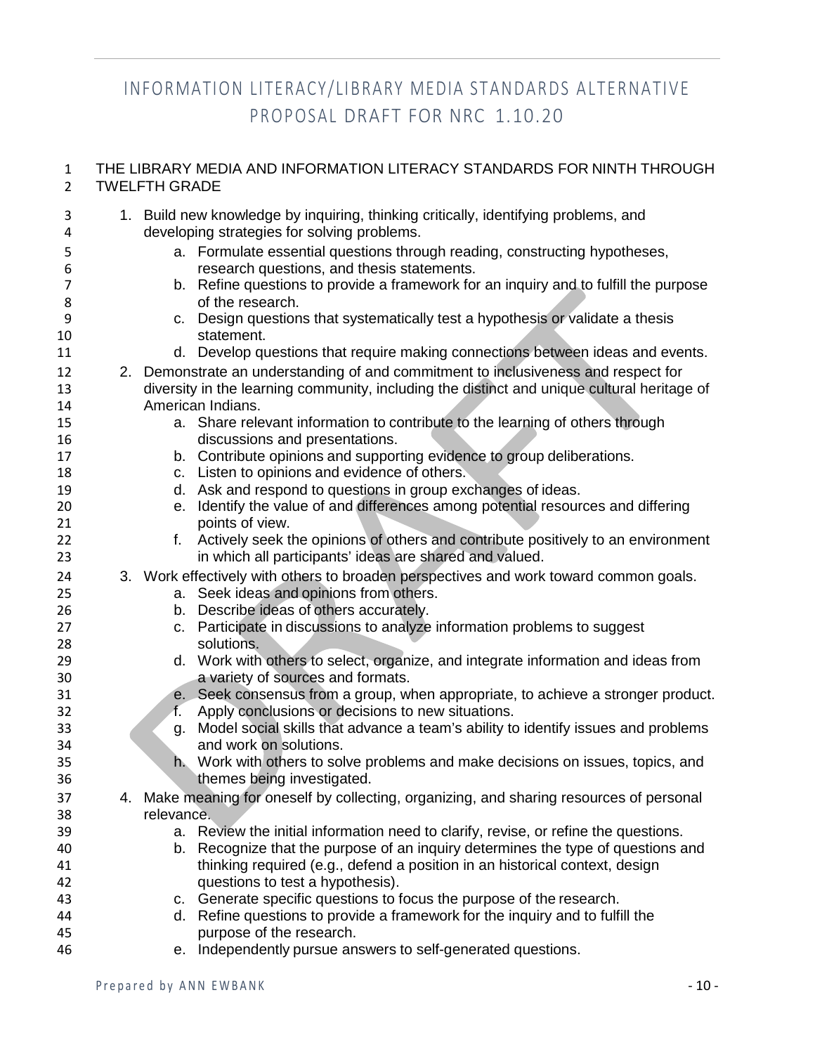# INFORMATION LITERACY/LIBRARY MEDIA STANDARDS ALTERNATIVE PROPOSAL DRAFT FOR NRC 1.10.20

THE LIBRARY MEDIA AND INFORMATION LITERACY STANDARDS FOR NINTH THROUGH TWELFTH GRADE

1. Build new knowledge by inquiring, thinking critically, identifying problems, and developing strategies for solving problems.
    a. Formulate essential questions through reading, constructing hypotheses, research questions, and thesis statements.
    b. Refine questions to provide a framework for an inquiry and to fulfill the purpose of the research.
    c. Design questions that systematically test a hypothesis or validate a thesis statement.
    d. Develop questions that require making connections between ideas and events.
2. Demonstrate an understanding of and commitment to inclusiveness and respect for diversity in the learning community, including the distinct and unique cultural heritage of American Indians.
    a. Share relevant information to contribute to the learning of others through discussions and presentations.
    b. Contribute opinions and supporting evidence to group deliberations.
    c. Listen to opinions and evidence of others.
    d. Ask and respond to questions in group exchanges of ideas.
    e. Identify the value of and differences among potential resources and differing points of view.
    f. Actively seek the opinions of others and contribute positively to an environment in which all participants' ideas are shared and valued.
3. Work effectively with others to broaden perspectives and work toward common goals.
    a. Seek ideas and opinions from others.
    b. Describe ideas of others accurately.
    c. Participate in discussions to analyze information problems to suggest solutions.
    d. Work with others to select, organize, and integrate information and ideas from a variety of sources and formats.
    e. Seek consensus from a group, when appropriate, to achieve a stronger product.
    f. Apply conclusions or decisions to new situations.
    g. Model social skills that advance a team's ability to identify issues and problems and work on solutions.
    h. Work with others to solve problems and make decisions on issues, topics, and themes being investigated.
4. Make meaning for oneself by collecting, organizing, and sharing resources of personal relevance.
    a. Review the initial information need to clarify, revise, or refine the questions.
    b. Recognize that the purpose of an inquiry determines the type of questions and thinking required (e.g., defend a position in an historical context, design questions to test a hypothesis).
    c. Generate specific questions to focus the purpose of the research.
    d. Refine questions to provide a framework for the inquiry and to fulfill the purpose of the research.
    e. Independently pursue answers to self-generated questions.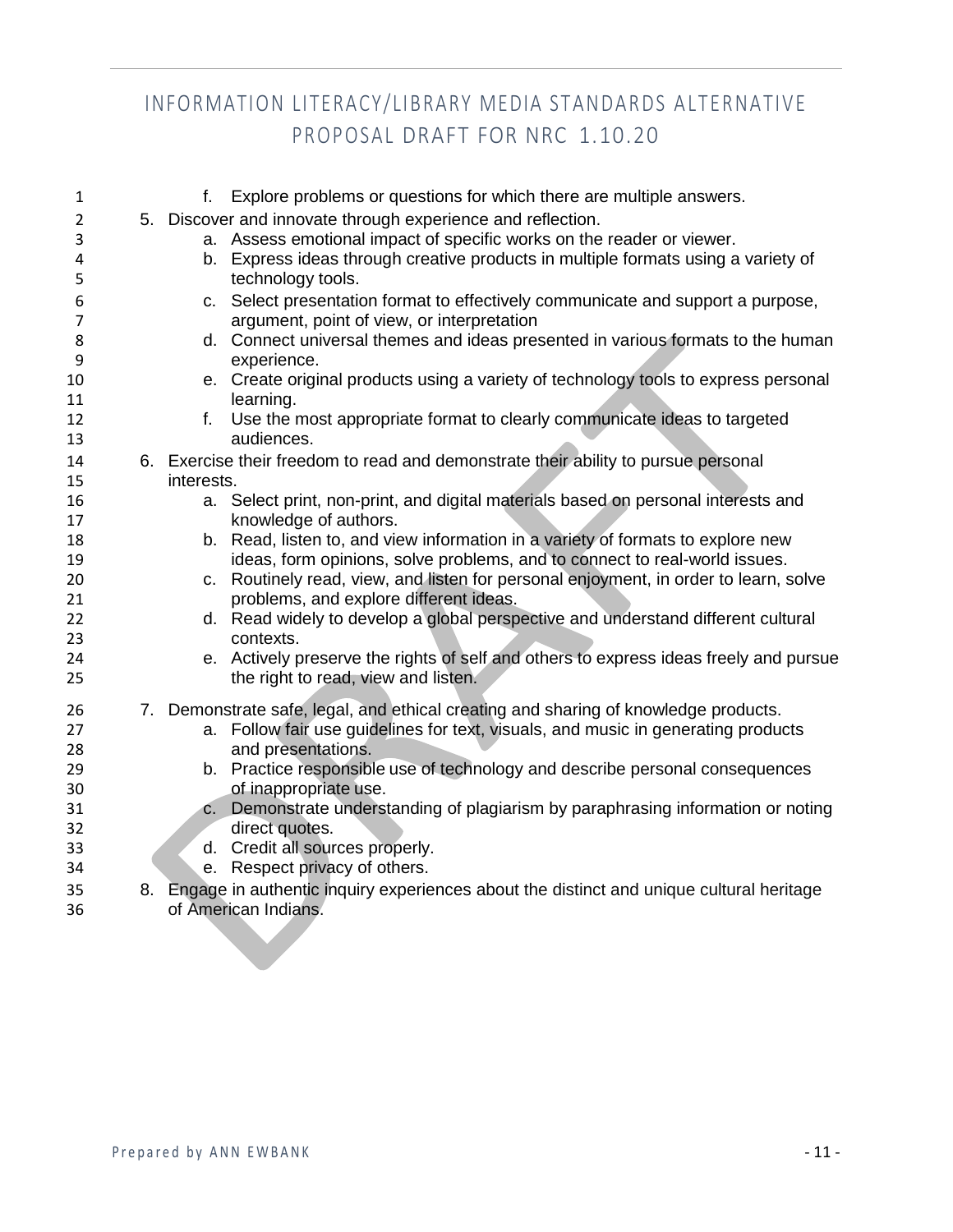f. Explore problems or questions for which there are multiple answers.

5. Discover and innovate through experience and reflection.
    a. Assess emotional impact of specific works on the reader or viewer.
    b. Express ideas through creative products in multiple formats using a variety of technology tools.
    c. Select presentation format to effectively communicate and support a purpose, argument, point of view, or interpretation
    d. Connect universal themes and ideas presented in various formats to the human experience.
    e. Create original products using a variety of technology tools to express personal learning.
    f. Use the most appropriate format to clearly communicate ideas to targeted audiences.
6. Exercise their freedom to read and demonstrate their ability to pursue personal interests.
    a. Select print, non-print, and digital materials based on personal interests and knowledge of authors.
    b. Read, listen to, and view information in a variety of formats to explore new ideas, form opinions, solve problems, and to connect to real-world issues.
    c. Routinely read, view, and listen for personal enjoyment, in order to learn, solve problems, and explore different ideas.
    d. Read widely to develop a global perspective and understand different cultural contexts.
    e. Actively preserve the rights of self and others to express ideas freely and pursue the right to read, view and listen.
7. Demonstrate safe, legal, and ethical creating and sharing of knowledge products.
    a. Follow fair use guidelines for text, visuals, and music in generating products and presentations.
    b. Practice responsible use of technology and describe personal consequences of inappropriate use.
    c. Demonstrate understanding of plagiarism by paraphrasing information or noting direct quotes.
    d. Credit all sources properly.
    e. Respect privacy of others.
8. Engage in authentic inquiry experiences about the distinct and unique cultural heritage of American Indians.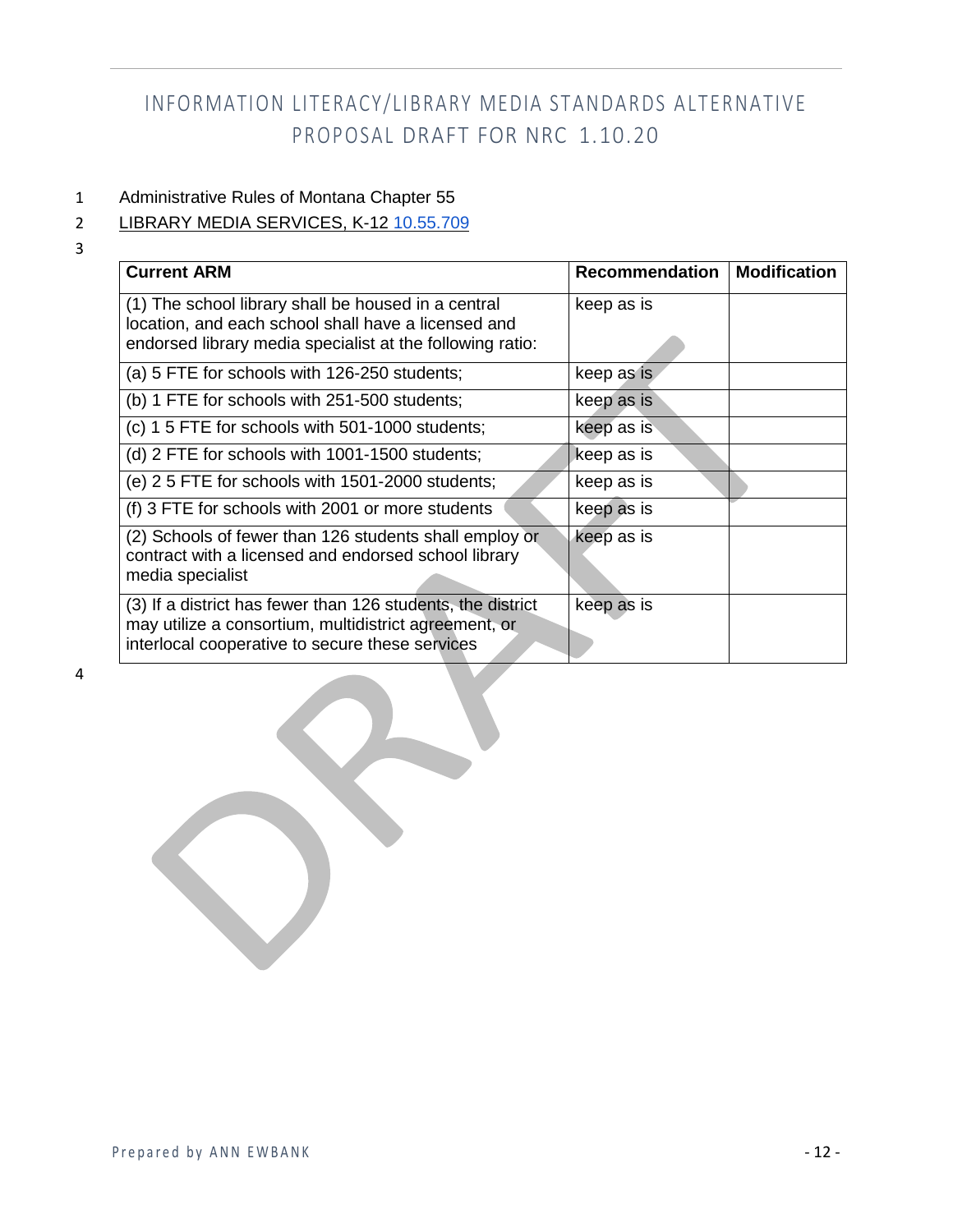# INFORMATION LITERACY/LIBRARY MEDIA STANDARDS ALTERNATIVE PROPOSAL DRAFT FOR NRC 1.10.20

1 Administrative Rules of Montana Chapter 55

2 LIBRARY MEDIA SERVICES, K-12 10.55.709

3

| Current ARM | Recommendation | Modification |
|---|---|---|
| (1) The school library shall be housed in a central location, and each school shall have a licensed and endorsed library media specialist at the following ratio: | keep as is | |
| (a) 5 FTE for schools with 126-250 students; | keep as is | |
| (b) 1 FTE for schools with 251-500 students; | keep as is | |
| (c) 1 5 FTE for schools with 501-1000 students; | keep as is | |
| (d) 2 FTE for schools with 1001-1500 students; | keep as is | |
| (e) 2 5 FTE for schools with 1501-2000 students; | keep as is | |
| (f) 3 FTE for schools with 2001 or more students | keep as is | |
| (2) Schools of fewer than 126 students shall employ or contract with a licensed and endorsed school library media specialist | keep as is | |
| (3) If a district has fewer than 126 students, the district may utilize a consortium, multidistrict agreement, or interlocal cooperative to secure these services | keep as is | |

4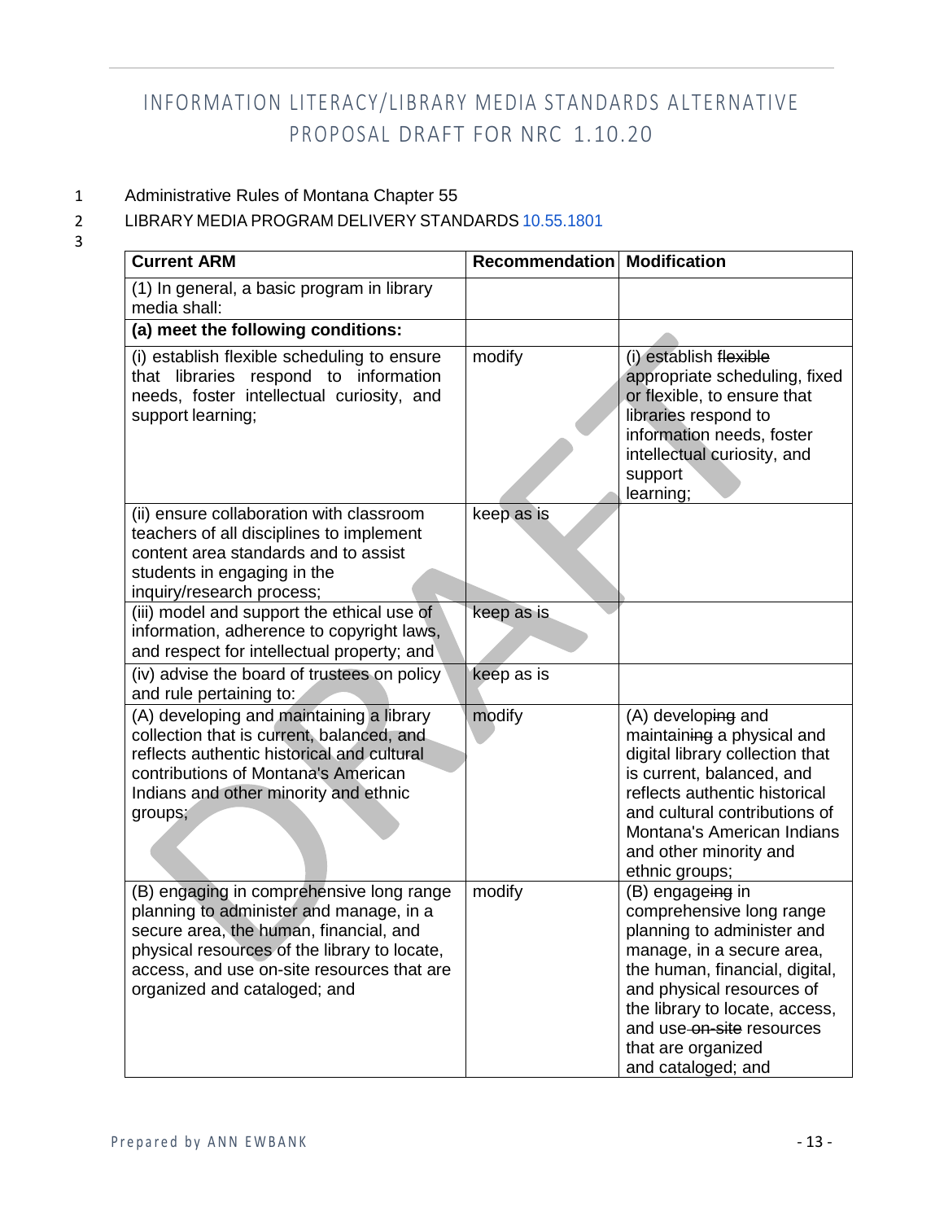# INFORMATION LITERACY/LIBRARY MEDIA STANDARDS ALTERNATIVE PROPOSAL DRAFT FOR NRC 1.10.20

1 Administrative Rules of Montana Chapter 55

2 LIBRARY MEDIA PROGRAM DELIVERY STANDARDS 10.55.1801

3

| Current ARM | Recommendation | Modification |
|---|---|---|
| (1) In general, a basic program in library media shall: | | |
| **(a) meet the following conditions:** | | |
| (i) establish flexible scheduling to ensure that libraries respond to information needs, foster intellectual curiosity, and support learning; | modify | (i) establish ~~flexible~~ appropriate scheduling, fixed or flexible, to ensure that libraries respond to information needs, foster intellectual curiosity, and support learning; |
| (ii) ensure collaboration with classroom teachers of all disciplines to implement content area standards and to assist students in engaging in the inquiry/research process; | keep as is | |
| (iii) model and support the ethical use of information, adherence to copyright laws, and respect for intellectual property; and | keep as is | |
| (iv) advise the board of trustees on policy and rule pertaining to: | keep as is | |
| (A) developing and maintaining a library collection that is current, balanced, and reflects authentic historical and cultural contributions of Montana's American Indians and other minority and ethnic groups; | modify | (A) develop~~ing~~ and maintain~~ing~~ a physical and digital library collection that is current, balanced, and reflects authentic historical and cultural contributions of Montana's American Indians and other minority and ethnic groups; |
| (B) engaging in comprehensive long range planning to administer and manage, in a secure area, the human, financial, and physical resources of the library to locate, access, and use on-site resources that are organized and cataloged; and | modify | (B) engage~~ing~~ in comprehensive long range planning to administer and manage, in a secure area, the human, financial, digital, and physical resources of the library to locate, access, and use ~~on-site~~ resources that are organized and cataloged; and |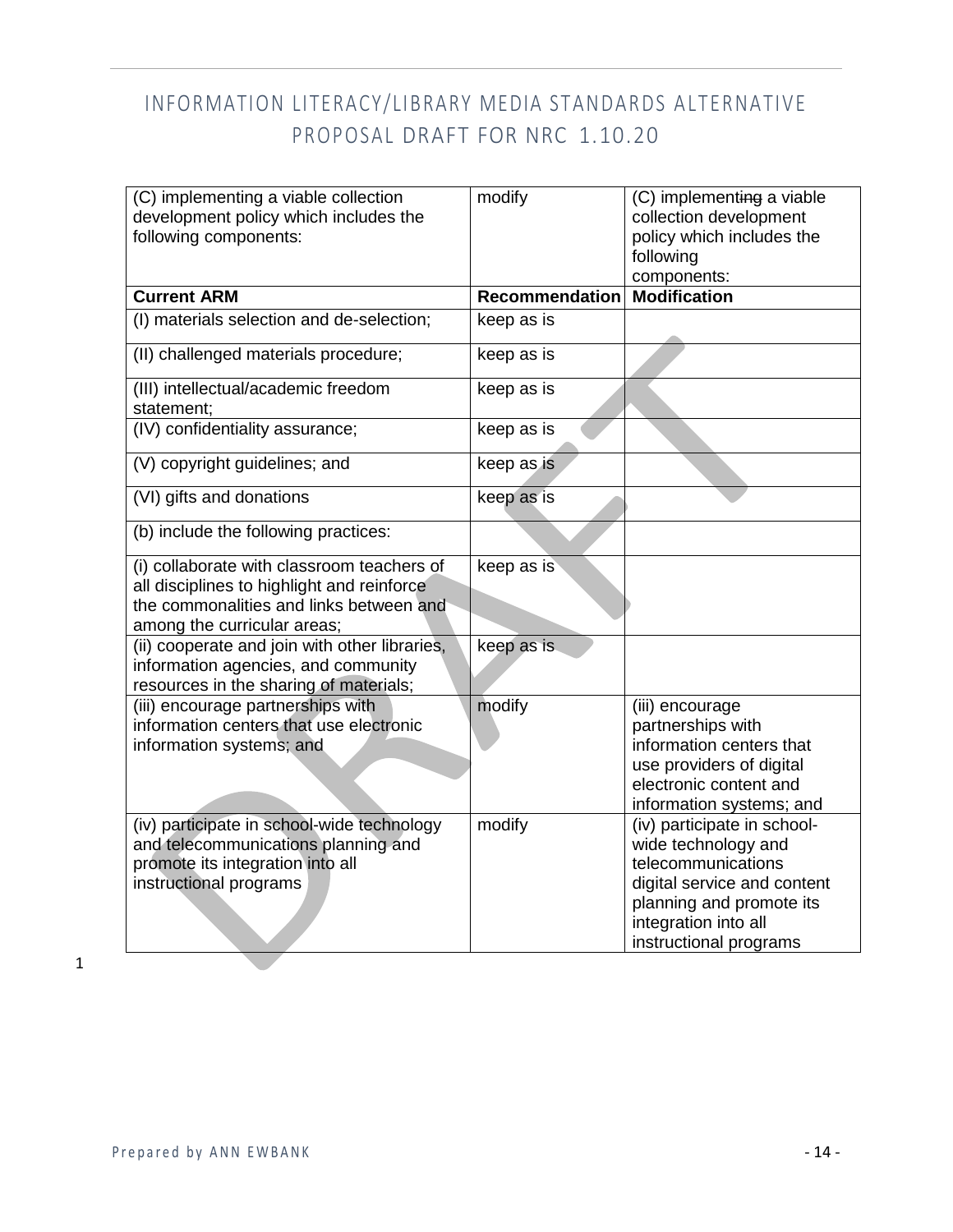| | | |
|---|---|---|
| (C) implementing a viable collection development policy which includes the following components: | modify | (C) implement~~ing~~ a viable collection development policy which includes the following components: |
| **Current ARM** | **Recommendation** | **Modification** |
| (I) materials selection and de-selection; | keep as is | |
| (II) challenged materials procedure; | keep as is | |
| (III) intellectual/academic freedom statement; | keep as is | |
| (IV) confidentiality assurance; | keep as is | |
| (V) copyright guidelines; and | keep as is | |
| (VI) gifts and donations | keep as is | |
| (b) include the following practices: | | |
| (i) collaborate with classroom teachers of all disciplines to highlight and reinforce the commonalities and links between and among the curricular areas; | keep as is | |
| (ii) cooperate and join with other libraries, information agencies, and community resources in the sharing of materials; | keep as is | |
| (iii) encourage partnerships with information centers that use electronic information systems; and | modify | (iii) encourage partnerships with information centers that use providers of digital electronic content and information systems; and |
| (iv) participate in school-wide technology and telecommunications planning and promote its integration into all instructional programs | modify | (iv) participate in school-wide technology and telecommunications digital service and content planning and promote its integration into all instructional programs |

1